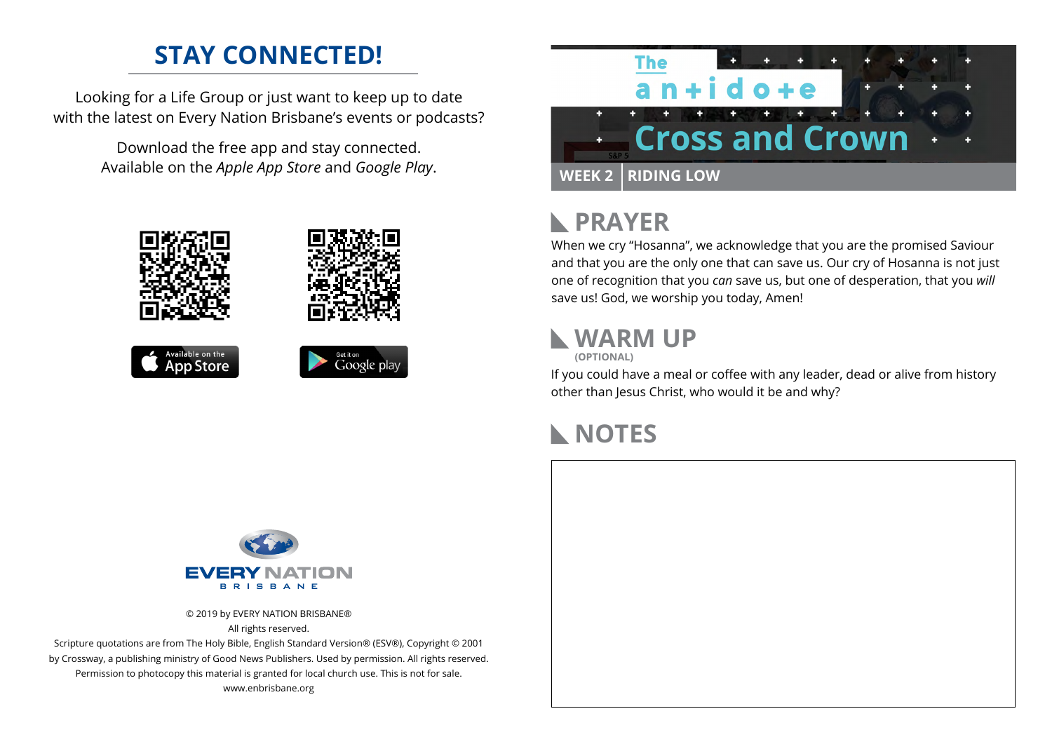# STAY CONNECTED!

Looking for a Life Group or just want to keep up to date with the latest on Every Nation Brisbane's events or podcasts?

Download the free app and stay connected. Available on the *Apple App Store* and *Google Play*.

Available on the App Store

Get it on Google play

EVERY NATION BRISBANE

© 2019 by EVERY NATION BRISBANE®
All rights reserved.
Scripture quotations are from The Holy Bible, English Standard Version® (ESV®), Copyright © 2001 by Crossway, a publishing ministry of Good News Publishers. Used by permission. All rights reserved.
Permission to photocopy this material is granted for local church use. This is not for sale.
www.enbrisbane.org

The antidote

# Cross and Crown

**WEEK 2 | RIDING LOW**

## PRAYER

When we cry "Hosanna", we acknowledge that you are the promised Saviour and that you are the only one that can save us. Our cry of Hosanna is not just one of recognition that you *can* save us, but one of desperation, that you *will* save us! God, we worship you today, Amen!

## WARM UP

**(OPTIONAL)**

If you could have a meal or coffee with any leader, dead or alive from history other than Jesus Christ, who would it be and why?

## NOTES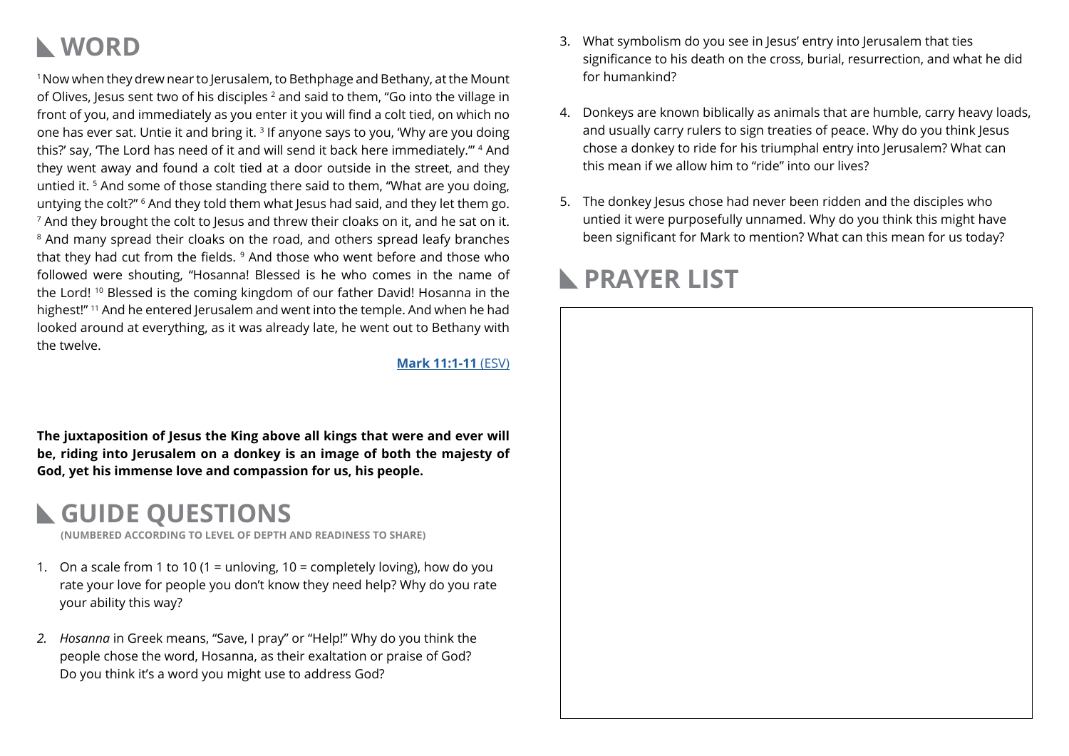## WORD

[1] Now when they drew near to Jerusalem, to Bethphage and Bethany, at the Mount of Olives, Jesus sent two of his disciples [2] and said to them, “Go into the village in front of you, and immediately as you enter it you will find a colt tied, on which no one has ever sat. Untie it and bring it. [3] If anyone says to you, ‘Why are you doing this?’ say, ‘The Lord has need of it and will send it back here immediately.’” [4] And they went away and found a colt tied at a door outside in the street, and they untied it. [5] And some of those standing there said to them, “What are you doing, untying the colt?” [6] And they told them what Jesus had said, and they let them go. [7] And they brought the colt to Jesus and threw their cloaks on it, and he sat on it. [8] And many spread their cloaks on the road, and others spread leafy branches that they had cut from the fields. [9] And those who went before and those who followed were shouting, “Hosanna! Blessed is he who comes in the name of the Lord! [10] Blessed is the coming kingdom of our father David! Hosanna in the highest!” [11] And he entered Jerusalem and went into the temple. And when he had looked around at everything, as it was already late, he went out to Bethany with the twelve.

**Mark 11:1-11** (ESV)

**The juxtaposition of Jesus the King above all kings that were and ever will be, riding into Jerusalem on a donkey is an image of both the majesty of God, yet his immense love and compassion for us, his people.**

## GUIDE QUESTIONS

**(NUMBERED ACCORDING TO LEVEL OF DEPTH AND READINESS TO SHARE)**

1. On a scale from 1 to 10 (1 = unloving, 10 = completely loving), how do you rate your love for people you don’t know they need help? Why do you rate your ability this way?
2. *Hosanna* in Greek means, “Save, I pray” or “Help!” Why do you think the people chose the word, Hosanna, as their exaltation or praise of God? Do you think it’s a word you might use to address God?
3. What symbolism do you see in Jesus’ entry into Jerusalem that ties significance to his death on the cross, burial, resurrection, and what he did for humankind?
4. Donkeys are known biblically as animals that are humble, carry heavy loads, and usually carry rulers to sign treaties of peace. Why do you think Jesus chose a donkey to ride for his triumphal entry into Jerusalem? What can this mean if we allow him to “ride” into our lives?
5. The donkey Jesus chose had never been ridden and the disciples who untied it were purposefully unnamed. Why do you think this might have been significant for Mark to mention? What can this mean for us today?

## PRAYER LIST